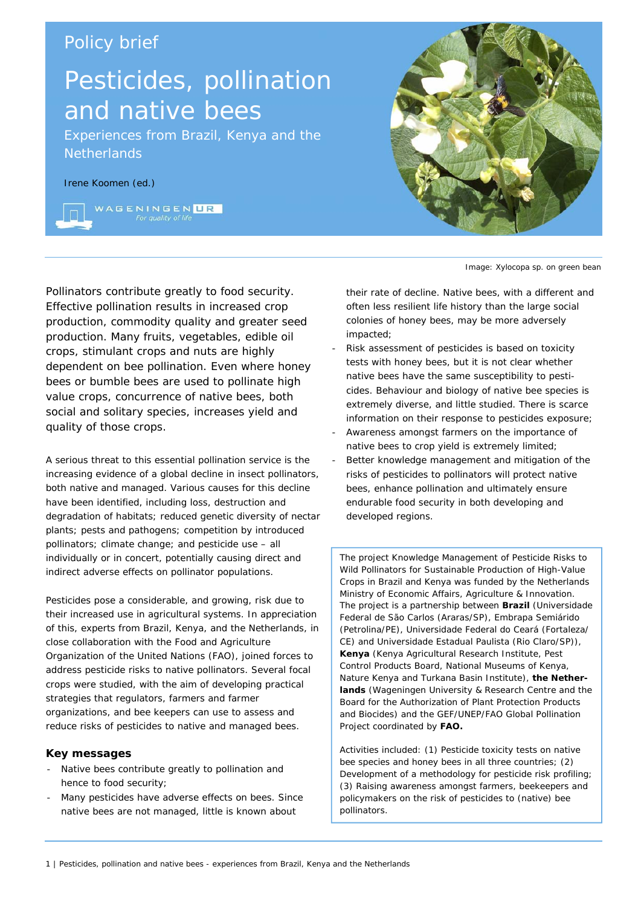Policy brief

# Pesticides, pollination and native bees

## Experiences from Brazil, Kenya and the Netherlands

Irene Koomen (ed.)

Image: Xylocopa sp. on green bean

Pollinators contribute greatly to food security. Effective pollination results in increased crop production, commodity quality and greater seed production. Many fruits, vegetables, edible oil crops, stimulant crops and nuts are highly dependent on bee pollination. Even where honey bees or bumble bees are used to pollinate high value crops, concurrence of native bees, both social and solitary species, increases yield and quality of those crops.

A serious threat to this essential pollination service is the increasing evidence of a global decline in insect pollinators, both native and managed. Various causes for this decline have been identified, including loss, destruction and degradation of habitats; reduced genetic diversity of nectar plants; pests and pathogens; competition by introduced pollinators; climate change; and pesticide use – all individually or in concert, potentially causing direct and indirect adverse effects on pollinator populations.

Pesticides pose a considerable, and growing, risk due to their increased use in agricultural systems. In appreciation of this, experts from Brazil, Kenya, and the Netherlands, in close collaboration with the Food and Agriculture Organization of the United Nations (FAO), joined forces to address pesticide risks to native pollinators. Several focal crops were studied, with the aim of developing practical strategies that regulators, farmers and farmer organizations, and bee keepers can use to assess and reduce risks of pesticides to native and managed bees.

### Key messages

- Native bees contribute greatly to pollination and hence to food security;
- Many pesticides have adverse effects on bees. Since native bees are not managed, little is known about their rate of decline. Native bees, with a different and often less resilient life history than the large social colonies of honey bees, may be more adversely impacted;
- Risk assessment of pesticides is based on toxicity tests with honey bees, but it is not clear whether native bees have the same susceptibility to pesticides. Behaviour and biology of native bee species is extremely diverse, and little studied. There is scarce information on their response to pesticides exposure;
- Awareness amongst farmers on the importance of native bees to crop yield is extremely limited;
- Better knowledge management and mitigation of the risks of pesticides to pollinators will protect native bees, enhance pollination and ultimately ensure endurable food security in both developing and developed regions.

The project Knowledge Management of Pesticide Risks to Wild Pollinators for Sustainable Production of High-Value Crops in Brazil and Kenya was funded by the Netherlands Ministry of Economic Affairs, Agriculture & Innovation. The project is a partnership between **Brazil** (Universidade Federal de São Carlos (Araras/SP), Embrapa Semiárido (Petrolina/PE), Universidade Federal do Ceará (Fortaleza/CE) and Universidade Estadual Paulista (Rio Claro/SP)), **Kenya** (Kenya Agricultural Research Institute, Pest Control Products Board, National Museums of Kenya, Nature Kenya and Turkana Basin Institute), **the Netherlands** (Wageningen University & Research Centre and the Board for the Authorization of Plant Protection Products and Biocides) and the GEF/UNEP/FAO Global Pollination Project coordinated by **FAO.**

Activities included: (1) Pesticide toxicity tests on native bee species and honey bees in all three countries; (2) Development of a methodology for pesticide risk profiling; (3) Raising awareness amongst farmers, beekeepers and policymakers on the risk of pesticides to (native) bee pollinators.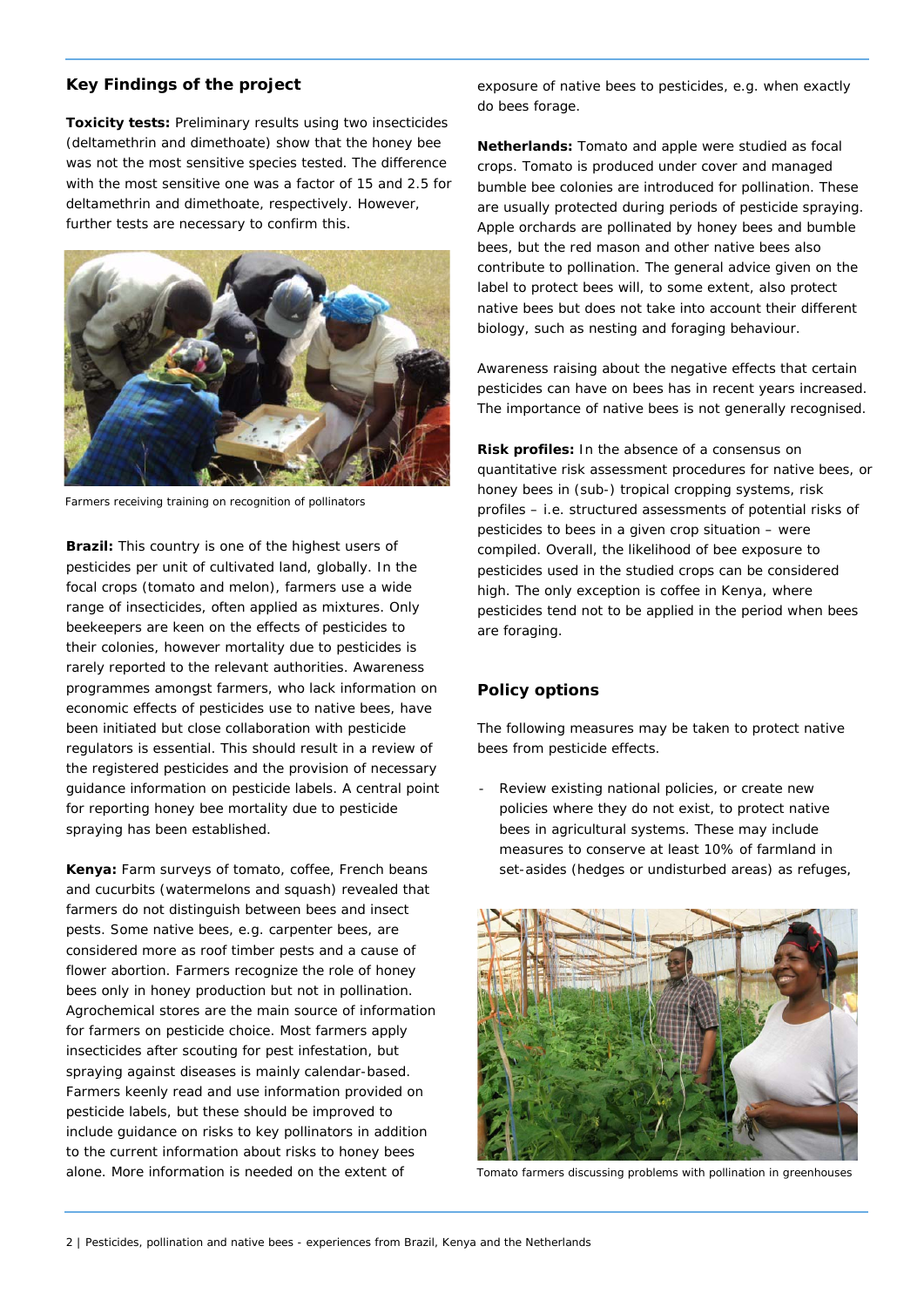## Key Findings of the project

**Toxicity tests:** Preliminary results using two insecticides (deltamethrin and dimethoate) show that the honey bee was not the most sensitive species tested. The difference with the most sensitive one was a factor of 15 and 2.5 for deltamethrin and dimethoate, respectively. However, further tests are necessary to confirm this.

Farmers receiving training on recognition of pollinators

**Brazil:** This country is one of the highest users of pesticides per unit of cultivated land, globally. In the focal crops (tomato and melon), farmers use a wide range of insecticides, often applied as mixtures. Only beekeepers are keen on the effects of pesticides to their colonies, however mortality due to pesticides is rarely reported to the relevant authorities. Awareness programmes amongst farmers, who lack information on economic effects of pesticides use to native bees, have been initiated but close collaboration with pesticide regulators is essential. This should result in a review of the registered pesticides and the provision of necessary guidance information on pesticide labels. A central point for reporting honey bee mortality due to pesticide spraying has been established.

**Kenya:** Farm surveys of tomato, coffee, French beans and cucurbits (watermelons and squash) revealed that farmers do not distinguish between bees and insect pests. Some native bees, e.g. carpenter bees, are considered more as roof timber pests and a cause of flower abortion. Farmers recognize the role of honey bees only in honey production but not in pollination. Agrochemical stores are the main source of information for farmers on pesticide choice. Most farmers apply insecticides after scouting for pest infestation, but spraying against diseases is mainly calendar-based. Farmers keenly read and use information provided on pesticide labels, but these should be improved to include guidance on risks to key pollinators in addition to the current information about risks to honey bees alone. More information is needed on the extent of exposure of native bees to pesticides, e.g. when exactly do bees forage.

**Netherlands:** Tomato and apple were studied as focal crops. Tomato is produced under cover and managed bumble bee colonies are introduced for pollination. These are usually protected during periods of pesticide spraying. Apple orchards are pollinated by honey bees and bumble bees, but the red mason and other native bees also contribute to pollination. The general advice given on the label to protect bees will, to some extent, also protect native bees but does not take into account their different biology, such as nesting and foraging behaviour.

Awareness raising about the negative effects that certain pesticides can have on bees has in recent years increased. The importance of native bees is not generally recognised.

**Risk profiles:** In the absence of a consensus on quantitative risk assessment procedures for native bees, or honey bees in (sub-) tropical cropping systems, risk profiles – i.e. structured assessments of potential risks of pesticides to bees in a given crop situation – were compiled. Overall, the likelihood of bee exposure to pesticides used in the studied crops can be considered high. The only exception is coffee in Kenya, where pesticides tend not to be applied in the period when bees are foraging.

## Policy options

The following measures may be taken to protect native bees from pesticide effects.

- Review existing national policies, or create new policies where they do not exist, to protect native bees in agricultural systems. These may include measures to conserve at least 10% of farmland in set-asides (hedges or undisturbed areas) as refuges,

Tomato farmers discussing problems with pollination in greenhouses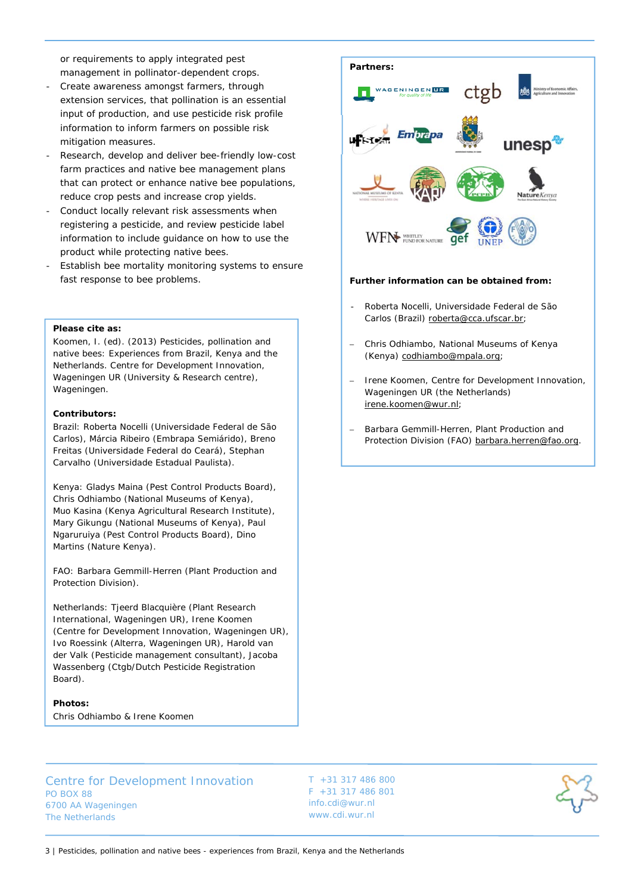or requirements to apply integrated pest management in pollinator-dependent crops.

- Create awareness amongst farmers, through extension services, that pollination is an essential input of production, and use pesticide risk profile information to inform farmers on possible risk mitigation measures.
- Research, develop and deliver bee-friendly low-cost farm practices and native bee management plans that can protect or enhance native bee populations, reduce crop pests and increase crop yields.
- Conduct locally relevant risk assessments when registering a pesticide, and review pesticide label information to include guidance on how to use the product while protecting native bees.
- Establish bee mortality monitoring systems to ensure fast response to bee problems.

**Please cite as:**
Koomen, I. (ed). (2013) Pesticides, pollination and native bees: Experiences from Brazil, Kenya and the Netherlands. Centre for Development Innovation, Wageningen UR (University & Research centre), Wageningen.

**Contributors:**
Brazil: Roberta Nocelli (Universidade Federal de São Carlos), Márcia Ribeiro (Embrapa Semiárido), Breno Freitas (Universidade Federal do Ceará), Stephan Carvalho (Universidade Estadual Paulista).

Kenya: Gladys Maina (Pest Control Products Board), Chris Odhiambo (National Museums of Kenya), Muo Kasina (Kenya Agricultural Research Institute), Mary Gikungu (National Museums of Kenya), Paul Ngaruruiya (Pest Control Products Board), Dino Martins (Nature Kenya).

FAO: Barbara Gemmill-Herren (Plant Production and Protection Division).

Netherlands: Tjeerd Blacquière (Plant Research International, Wageningen UR), Irene Koomen (Centre for Development Innovation, Wageningen UR), Ivo Roessink (Alterra, Wageningen UR), Harold van der Valk (Pesticide management consultant), Jacoba Wassenberg (Ctgb/Dutch Pesticide Registration Board).

**Photos:**
Chris Odhiambo & Irene Koomen

**Partners:**

**Further information can be obtained from:**

- Roberta Nocelli, Universidade Federal de São Carlos (Brazil) roberta@cca.ufscar.br;
- Chris Odhiambo, National Museums of Kenya (Kenya) codhiambo@mpala.org;
- Irene Koomen, Centre for Development Innovation, Wageningen UR (the Netherlands) irene.koomen@wur.nl;
- Barbara Gemmill-Herren, Plant Production and Protection Division (FAO) barbara.herren@fao.org.

Centre for Development Innovation
PO BOX 88
6700 AA Wageningen
The Netherlands

T +31 317 486 800
F +31 317 486 801
info.cdi@wur.nl
www.cdi.wur.nl